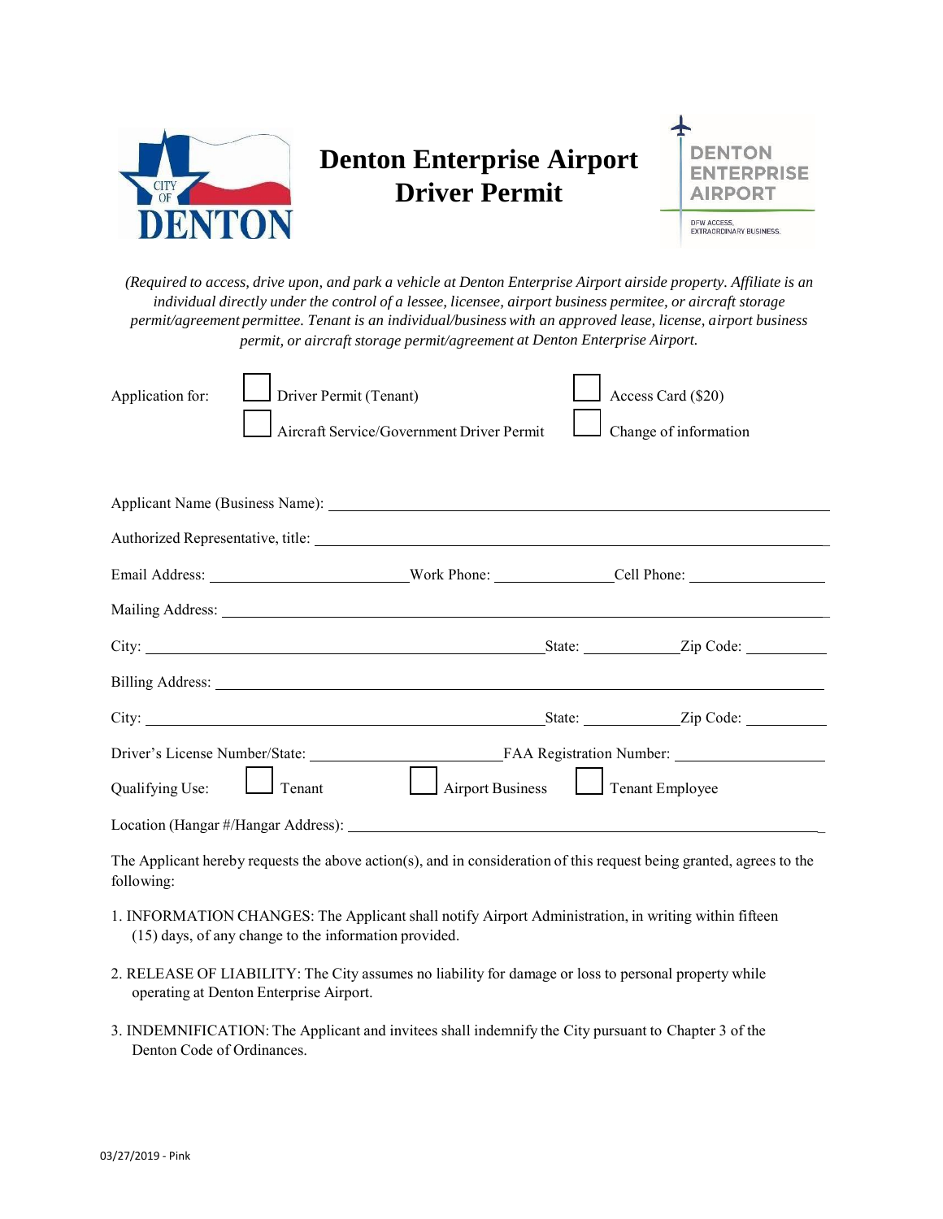# Denton Enterprise Airport Driver Permit

*(Required to access, drive upon, and park a vehicle at Denton Enterprise Airport airside property. Affiliate is an individual directly under the control of a lessee, licensee, airport business permitee, or aircraft storage permit/agreement permittee. Tenant is an individual/business with an approved lease, license, airport business permit, or aircraft storage permit/agreement at Denton Enterprise Airport.*

Application for:
- ☐ Driver Permit (Tenant)
- ☐ Aircraft Service/Government Driver Permit
- ☐ Access Card ($20)
- ☐ Change of information

Applicant Name (Business Name): ______________________________

Authorized Representative, title: ______________________________

Email Address: ____________________ Work Phone: ______________ Cell Phone: ______________

Mailing Address: ______________________________

City: ______________________________ State: __________ Zip Code: __________

Billing Address: ______________________________

City: ______________________________ State: __________ Zip Code: __________

Driver's License Number/State: ____________________ FAA Registration Number: ______________

Qualifying Use: ☐ Tenant ☐ Airport Business ☐ Tenant Employee

Location (Hangar #/Hangar Address): ______________________________

The Applicant hereby requests the above action(s), and in consideration of this request being granted, agrees to the following:

1. INFORMATION CHANGES: The Applicant shall notify Airport Administration, in writing within fifteen (15) days, of any change to the information provided.
2. RELEASE OF LIABILITY: The City assumes no liability for damage or loss to personal property while operating at Denton Enterprise Airport.
3. INDEMNIFICATION: The Applicant and invitees shall indemnify the City pursuant to Chapter 3 of the Denton Code of Ordinances.

03/27/2019 - Pink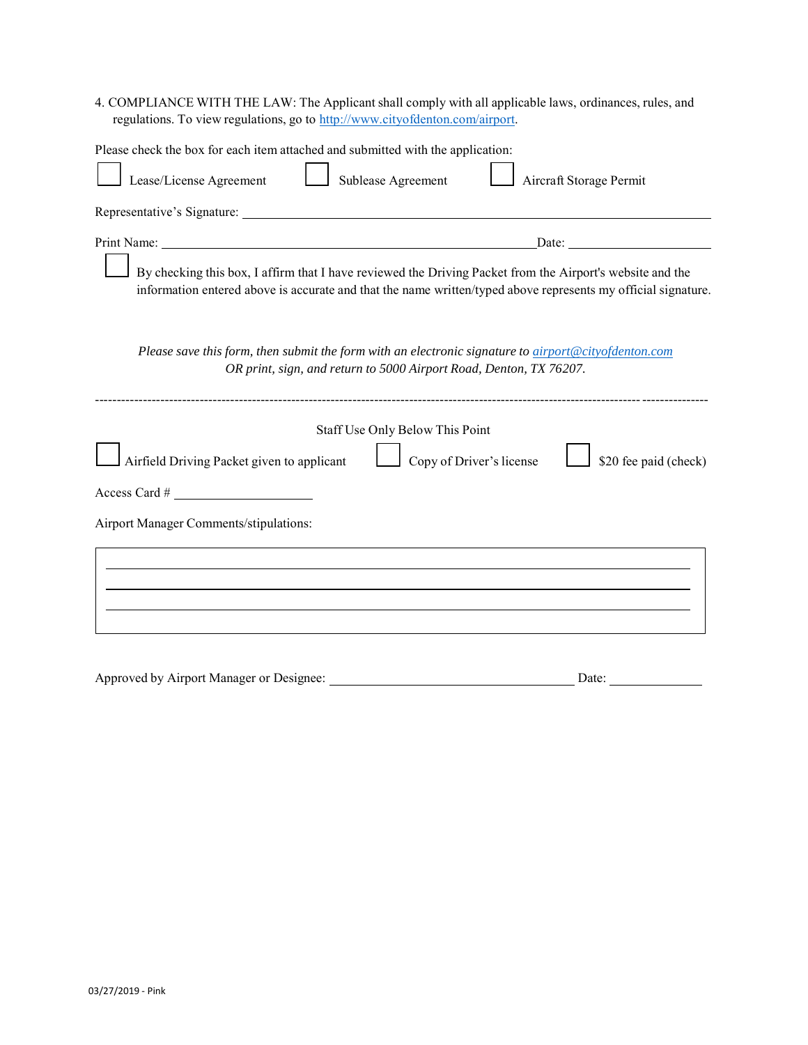4. COMPLIANCE WITH THE LAW: The Applicant shall comply with all applicable laws, ordinances, rules, and regulations. To view regulations, go to http://www.cityofdenton.com/airport.

Please check the box for each item attached and submitted with the application:

☐ Lease/License Agreement ☐ Sublease Agreement ☐ Aircraft Storage Permit

Representative's Signature: ______________________________

Print Name: ______________________________ Date: ______________

☐ By checking this box, I affirm that I have reviewed the Driving Packet from the Airport's website and the information entered above is accurate and that the name written/typed above represents my official signature.

*Please save this form, then submit the form with an electronic signature to airport@cityofdenton.com OR print, sign, and return to 5000 Airport Road, Denton, TX 76207.*

---

Staff Use Only Below This Point

☐ Airfield Driving Packet given to applicant ☐ Copy of Driver's license ☐ $20 fee paid (check)

Access Card # ______________

Airport Manager Comments/stipulations:

______________________________

______________________________

______________________________

Approved by Airport Manager or Designee: ______________________________ Date: ______________

03/27/2019 - Pink